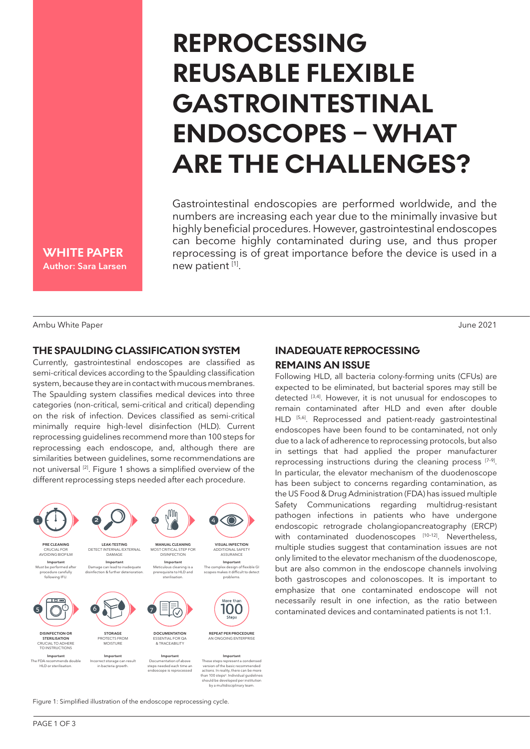# REPROCESSING REUSABLE FLEXIBLE GASTROINTESTINAL ENDOSCOPES – WHAT ARE THE CHALLENGES?

**WHITE PAPER**
**Author: Sara Larsen**

Gastrointestinal endoscopies are performed worldwide, and the numbers are increasing each year due to the minimally invasive but highly beneficial procedures. However, gastrointestinal endoscopes can become highly contaminated during use, and thus proper reprocessing is of great importance before the device is used in a new patient [1].

Ambu White Paper

June 2021

## THE SPAULDING CLASSIFICATION SYSTEM

Currently, gastrointestinal endoscopes are classified as semi-critical devices according to the Spaulding classification system, because they are in contact with mucous membranes. The Spaulding system classifies medical devices into three categories (non-critical, semi-critical and critical) depending on the risk of infection. Devices classified as semi-critical minimally require high-level disinfection (HLD). Current reprocessing guidelines recommend more than 100 steps for reprocessing each endoscope, and, although there are similarities between guidelines, some recommendations are not universal [2]. Figure 1 shows a simplified overview of the different reprocessing steps needed after each procedure.

1. **PRE CLEANING** – CRUCIAL FOR AVOIDING BIOFILM. **Important:** Must be performed after procedure carefully following IFU.
2. **LEAK-TESTING** – DETECT INTERNAL/EXTERNAL DAMAGE. **Important:** Damage can lead to inadequate disinfection & further deterioration.
3. **MANUAL CLEANING** – MOST CRITICAL STEP FOR DISINFECTION. **Important:** Meticulous cleaning is a prerequisite to HLD and sterilisation.
4. **VISUAL INFECTION** – ADDITIONAL SAFETY ASSURANCE. **Important:** The complex design of flexible GI scopes makes it difficult to detect problems.
5. **DISINFECTION OR STERILISATION** – CRUCIAL TO ADHERE TO INSTRUCTIONS. **Important:** The FDA recommends double HLD or sterilisation.
6. **STORAGE** – PROTECTS FROM MOISTURE. **Important:** Incorrect storage can result in bacteria growth.
7. **DOCUMENTATION** – ESSENTIAL FOR QA & TRACEABILITY. **Important:** Documentation of above steps needed each time an endoscope is reprocessed.

**More than 100 Steps** – **REPEAT PER PROCEDURE** – AN ONGOING ENTERPRISE. **Important:** These steps represent a condensed version of the basic recommended actions. In reality, there can be more than 100 steps[a]. Individual guidelines should be developed per institution by a multidisciplinary team.

Figure 1: Simplified illustration of the endoscope reprocessing cycle.

## INADEQUATE REPROCESSING REMAINS AN ISSUE

Following HLD, all bacteria colony-forming units (CFUs) are expected to be eliminated, but bacterial spores may still be detected [3,4]. However, it is not unusual for endoscopes to remain contaminated after HLD and even after double HLD [5,6]. Reprocessed and patient-ready gastrointestinal endoscopes have been found to be contaminated, not only due to a lack of adherence to reprocessing protocols, but also in settings that had applied the proper manufacturer reprocessing instructions during the cleaning process [7-9]. In particular, the elevator mechanism of the duodenoscope has been subject to concerns regarding contamination, as the US Food & Drug Administration (FDA) has issued multiple Safety Communications regarding multidrug-resistant pathogen infections in patients who have undergone endoscopic retrograde cholangiopancreatography (ERCP) with contaminated duodenoscopes [10-12]. Nevertheless, multiple studies suggest that contamination issues are not only limited to the elevator mechanism of the duodenoscope, but are also common in the endoscope channels involving both gastroscopes and colonoscopes. It is important to emphasize that one contaminated endoscope will not necessarily result in one infection, as the ratio between contaminated devices and contaminated patients is not 1:1.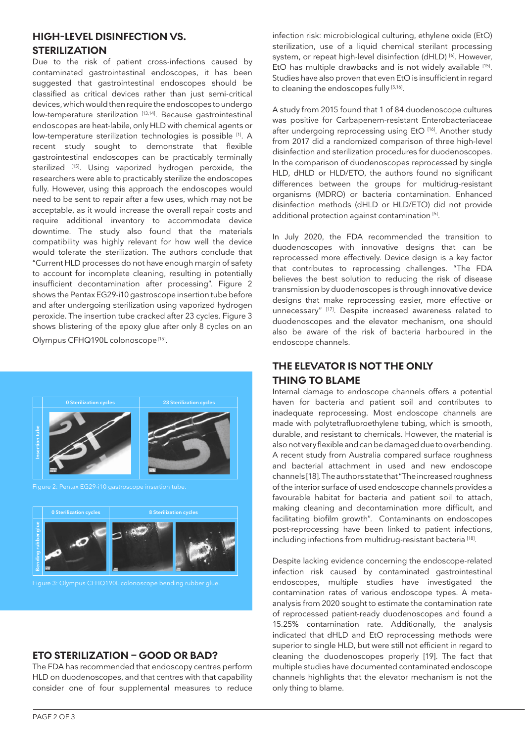## HIGH-LEVEL DISINFECTION VS. STERILIZATION

Due to the risk of patient cross-infections caused by contaminated gastrointestinal endoscopes, it has been suggested that gastrointestinal endoscopes should be classified as critical devices rather than just semi-critical devices, which would then require the endoscopes to undergo low-temperature sterilization [13,14]. Because gastrointestinal endoscopes are heat-labile, only HLD with chemical agents or low-temperature sterilization technologies is possible [1]. A recent study sought to demonstrate that flexible gastrointestinal endoscopes can be practicably terminally sterilized [15]. Using vaporized hydrogen peroxide, the researchers were able to practicably sterilize the endoscopes fully. However, using this approach the endoscopes would need to be sent to repair after a few uses, which may not be acceptable, as it would increase the overall repair costs and require additional inventory to accommodate device downtime. The study also found that the materials compatibility was highly relevant for how well the device would tolerate the sterilization. The authors conclude that "Current HLD processes do not have enough margin of safety to account for incomplete cleaning, resulting in potentially insufficient decontamination after processing". Figure 2 shows the Pentax EG29-i10 gastroscope insertion tube before and after undergoing sterilization using vaporized hydrogen peroxide. The insertion tube cracked after 23 cycles. Figure 3 shows blistering of the epoxy glue after only 8 cycles on an Olympus CFHQ190L colonoscope [15].

Figure 2: Pentax EG29-i10 gastroscope insertion tube.

Figure 3: Olympus CFHQ190L colonoscope bending rubber glue.

## ETO STERILIZATION – GOOD OR BAD?

The FDA has recommended that endoscopy centres perform HLD on duodenoscopes, and that centres with that capability consider one of four supplemental measures to reduce infection risk: microbiological culturing, ethylene oxide (EtO) sterilization, use of a liquid chemical sterilant processing system, or repeat high-level disinfection (dHLD) [6]. However, EtO has multiple drawbacks and is not widely available [15]. Studies have also proven that even EtO is insufficient in regard to cleaning the endoscopes fully [5,16].

A study from 2015 found that 1 of 84 duodenoscope cultures was positive for Carbapenem-resistant Enterobacteriaceae after undergoing reprocessing using EtO [16]. Another study from 2017 did a randomized comparison of three high-level disinfection and sterilization procedures for duodenoscopes. In the comparison of duodenoscopes reprocessed by single HLD, dHLD or HLD/ETO, the authors found no significant differences between the groups for multidrug-resistant organisms (MDRO) or bacteria contamination. Enhanced disinfection methods (dHLD or HLD/ETO) did not provide additional protection against contamination [5].

In July 2020, the FDA recommended the transition to duodenoscopes with innovative designs that can be reprocessed more effectively. Device design is a key factor that contributes to reprocessing challenges. "The FDA believes the best solution to reducing the risk of disease transmission by duodenoscopes is through innovative device designs that make reprocessing easier, more effective or unnecessary" [17]. Despite increased awareness related to duodenoscopes and the elevator mechanism, one should also be aware of the risk of bacteria harboured in the endoscope channels.

## THE ELEVATOR IS NOT THE ONLY THING TO BLAME

Internal damage to endoscope channels offers a potential haven for bacteria and patient soil and contributes to inadequate reprocessing. Most endoscope channels are made with polytetrafluoroethylene tubing, which is smooth, durable, and resistant to chemicals. However, the material is also not very flexible and can be damaged due to overbending. A recent study from Australia compared surface roughness and bacterial attachment in used and new endoscope channels [18]. The authors state that "The increased roughness of the interior surface of used endoscope channels provides a favourable habitat for bacteria and patient soil to attach, making cleaning and decontamination more difficult, and facilitating biofilm growth". Contaminants on endoscopes post-reprocessing have been linked to patient infections, including infections from multidrug-resistant bacteria [18].

Despite lacking evidence concerning the endoscope-related infection risk caused by contaminated gastrointestinal endoscopes, multiple studies have investigated the contamination rates of various endoscope types. A meta-analysis from 2020 sought to estimate the contamination rate of reprocessed patient-ready duodenoscopes and found a 15.25% contamination rate. Additionally, the analysis indicated that dHLD and EtO reprocessing methods were superior to single HLD, but were still not efficient in regard to cleaning the duodenoscopes properly [19]. The fact that multiple studies have documented contaminated endoscope channels highlights that the elevator mechanism is not the only thing to blame.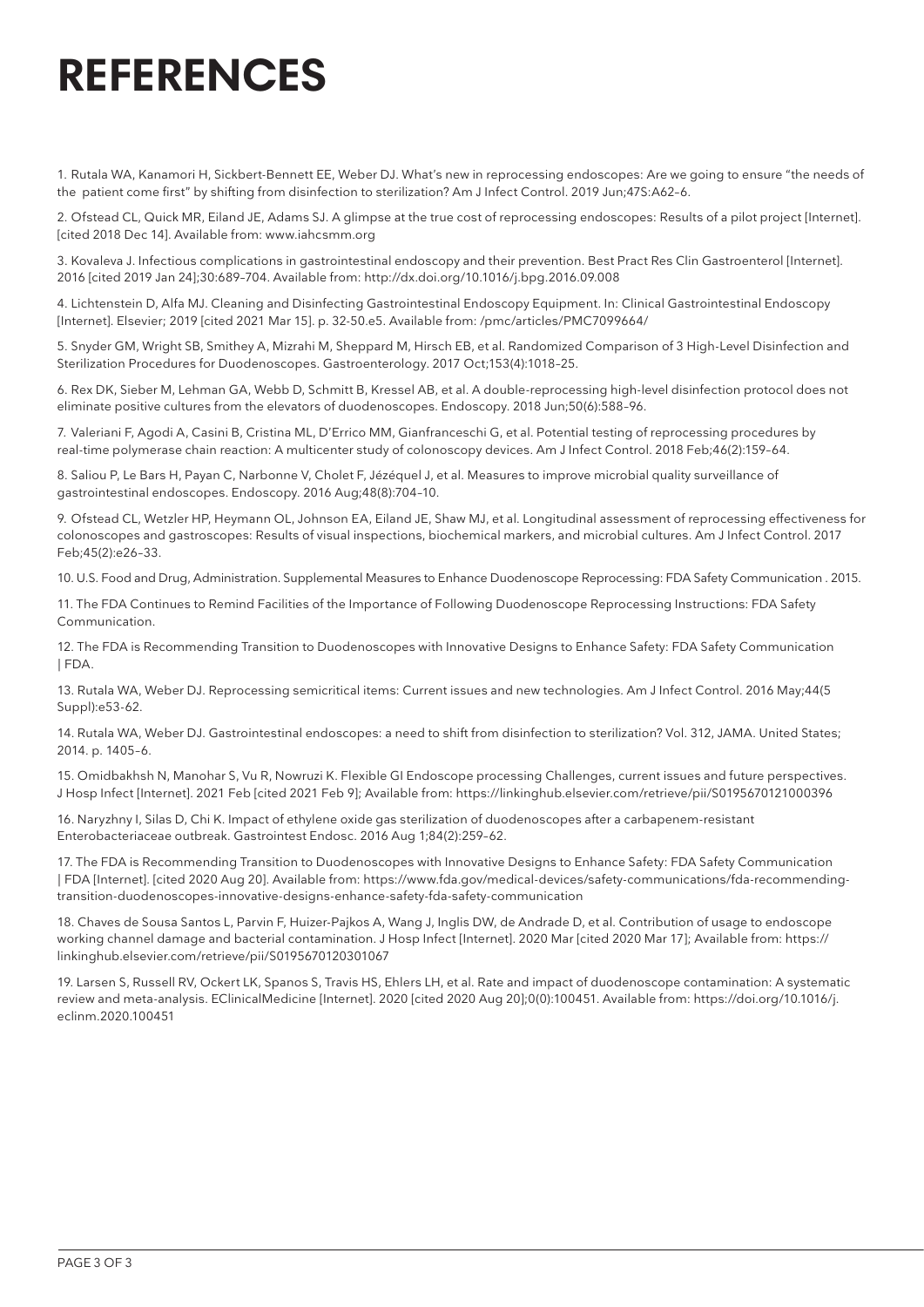# REFERENCES

1. Rutala WA, Kanamori H, Sickbert-Bennett EE, Weber DJ. What's new in reprocessing endoscopes: Are we going to ensure "the needs of the patient come first" by shifting from disinfection to sterilization? Am J Infect Control. 2019 Jun;47S:A62–6.

2. Ofstead CL, Quick MR, Eiland JE, Adams SJ. A glimpse at the true cost of reprocessing endoscopes: Results of a pilot project [Internet]. [cited 2018 Dec 14]. Available from: www.iahcsmm.org

3. Kovaleva J. Infectious complications in gastrointestinal endoscopy and their prevention. Best Pract Res Clin Gastroenterol [Internet]. 2016 [cited 2019 Jan 24];30:689–704. Available from: http://dx.doi.org/10.1016/j.bpg.2016.09.008

4. Lichtenstein D, Alfa MJ. Cleaning and Disinfecting Gastrointestinal Endoscopy Equipment. In: Clinical Gastrointestinal Endoscopy [Internet]. Elsevier; 2019 [cited 2021 Mar 15]. p. 32-50.e5. Available from: /pmc/articles/PMC7099664/

5. Snyder GM, Wright SB, Smithey A, Mizrahi M, Sheppard M, Hirsch EB, et al. Randomized Comparison of 3 High-Level Disinfection and Sterilization Procedures for Duodenoscopes. Gastroenterology. 2017 Oct;153(4):1018–25.

6. Rex DK, Sieber M, Lehman GA, Webb D, Schmitt B, Kressel AB, et al. A double-reprocessing high-level disinfection protocol does not eliminate positive cultures from the elevators of duodenoscopes. Endoscopy. 2018 Jun;50(6):588–96.

7. Valeriani F, Agodi A, Casini B, Cristina ML, D'Errico MM, Gianfranceschi G, et al. Potential testing of reprocessing procedures by real-time polymerase chain reaction: A multicenter study of colonoscopy devices. Am J Infect Control. 2018 Feb;46(2):159–64.

8. Saliou P, Le Bars H, Payan C, Narbonne V, Cholet F, Jézéquel J, et al. Measures to improve microbial quality surveillance of gastrointestinal endoscopes. Endoscopy. 2016 Aug;48(8):704–10.

9. Ofstead CL, Wetzler HP, Heymann OL, Johnson EA, Eiland JE, Shaw MJ, et al. Longitudinal assessment of reprocessing effectiveness for colonoscopes and gastroscopes: Results of visual inspections, biochemical markers, and microbial cultures. Am J Infect Control. 2017 Feb;45(2):e26–33.

10. U.S. Food and Drug, Administration. Supplemental Measures to Enhance Duodenoscope Reprocessing: FDA Safety Communication . 2015.

11. The FDA Continues to Remind Facilities of the Importance of Following Duodenoscope Reprocessing Instructions: FDA Safety Communication.

12. The FDA is Recommending Transition to Duodenoscopes with Innovative Designs to Enhance Safety: FDA Safety Communication | FDA.

13. Rutala WA, Weber DJ. Reprocessing semicritical items: Current issues and new technologies. Am J Infect Control. 2016 May;44(5 Suppl):e53-62.

14. Rutala WA, Weber DJ. Gastrointestinal endoscopes: a need to shift from disinfection to sterilization? Vol. 312, JAMA. United States; 2014. p. 1405–6.

15. Omidbakhsh N, Manohar S, Vu R, Nowruzi K. Flexible GI Endoscope processing Challenges, current issues and future perspectives. J Hosp Infect [Internet]. 2021 Feb [cited 2021 Feb 9]; Available from: https://linkinghub.elsevier.com/retrieve/pii/S0195670121000396

16. Naryzhny I, Silas D, Chi K. Impact of ethylene oxide gas sterilization of duodenoscopes after a carbapenem-resistant Enterobacteriaceae outbreak. Gastrointest Endosc. 2016 Aug 1;84(2):259–62.

17. The FDA is Recommending Transition to Duodenoscopes with Innovative Designs to Enhance Safety: FDA Safety Communication | FDA [Internet]. [cited 2020 Aug 20]. Available from: https://www.fda.gov/medical-devices/safety-communications/fda-recommending-transition-duodenoscopes-innovative-designs-enhance-safety-fda-safety-communication

18. Chaves de Sousa Santos L, Parvin F, Huizer-Pajkos A, Wang J, Inglis DW, de Andrade D, et al. Contribution of usage to endoscope working channel damage and bacterial contamination. J Hosp Infect [Internet]. 2020 Mar [cited 2020 Mar 17]; Available from: https://linkinghub.elsevier.com/retrieve/pii/S0195670120301067

19. Larsen S, Russell RV, Ockert LK, Spanos S, Travis HS, Ehlers LH, et al. Rate and impact of duodenoscope contamination: A systematic review and meta-analysis. EClinicalMedicine [Internet]. 2020 [cited 2020 Aug 20];0(0):100451. Available from: https://doi.org/10.1016/j.eclinm.2020.100451